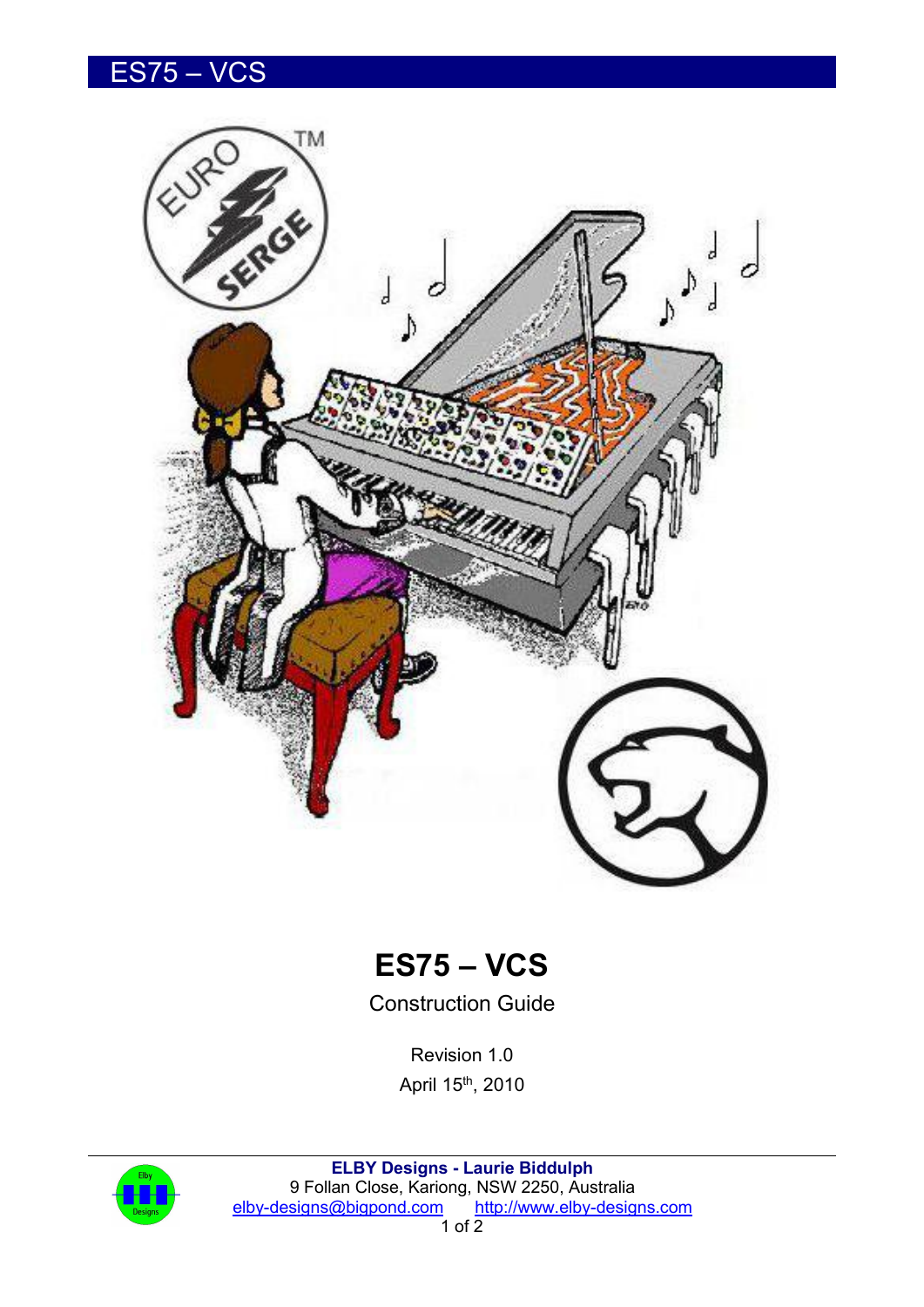# ES75 – VCS

Construction Guide

Revision 1.0

April 15th, 2010

**ELBY Designs - Laurie Biddulph**
9 Follan Close, Kariong, NSW 2250, Australia
elby-designs@bigpond.com http://www.elby-designs.com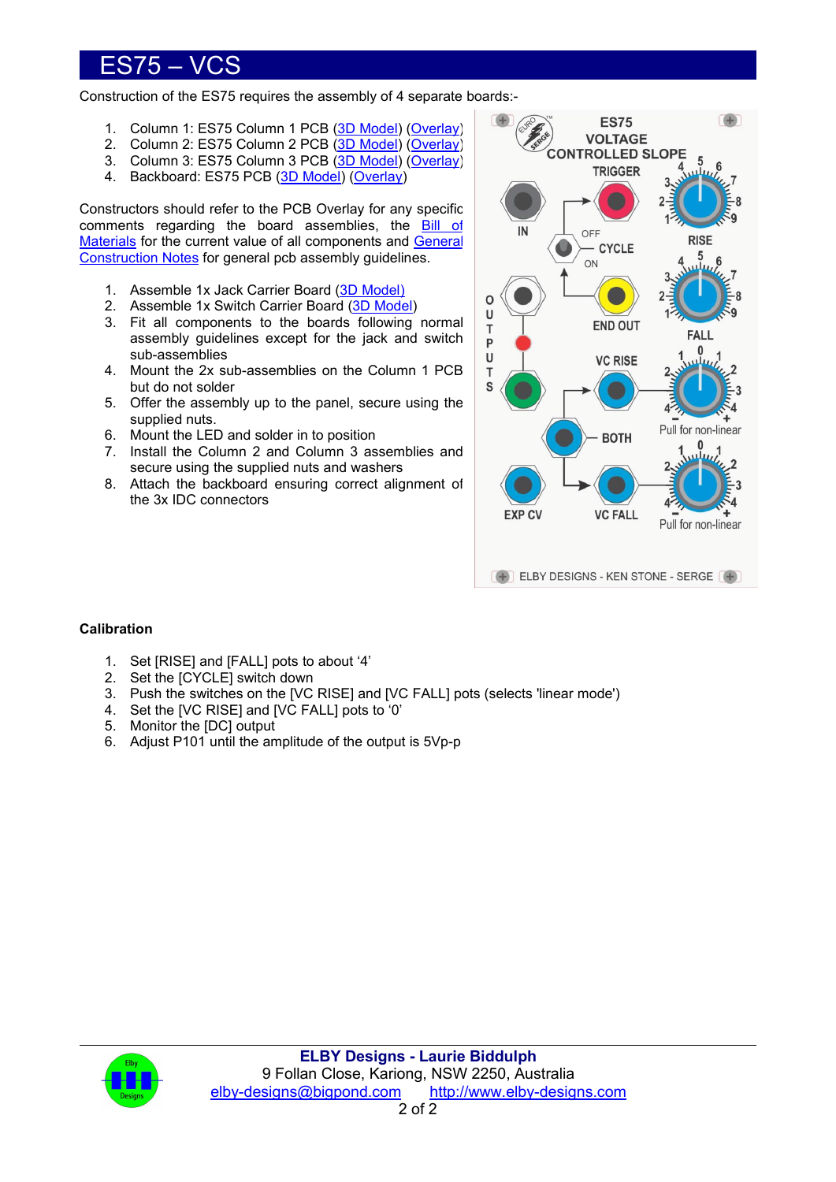# ES75 – VCS

Construction of the ES75 requires the assembly of 4 separate boards:-

1. Column 1: ES75 Column 1 PCB (3D Model) (Overlay)
2. Column 2: ES75 Column 2 PCB (3D Model) (Overlay)
3. Column 3: ES75 Column 3 PCB (3D Model) (Overlay)
4. Backboard: ES75 PCB (3D Model) (Overlay)

Constructors should refer to the PCB Overlay for any specific comments regarding the board assemblies, the Bill of Materials for the current value of all components and General Construction Notes for general pcb assembly guidelines.

1. Assemble 1x Jack Carrier Board (3D Model)
2. Assemble 1x Switch Carrier Board (3D Model)
3. Fit all components to the boards following normal assembly guidelines except for the jack and switch sub-assemblies
4. Mount the 2x sub-assemblies on the Column 1 PCB but do not solder
5. Offer the assembly up to the panel, secure using the supplied nuts.
6. Mount the LED and solder in to position
7. Install the Column 2 and Column 3 assemblies and secure using the supplied nuts and washers
8. Attach the backboard ensuring correct alignment of the 3x IDC connectors

ES75
VOLTAGE
CONTROLLED SLOPE

TRIGGER
IN
OFF
CYCLE
ON
RISE
FALL
END OUT
OUTPUTS
VC RISE
BOTH
Pull for non-linear
EXP CV
VC FALL
Pull for non-linear

ELBY DESIGNS - KEN STONE - SERGE

### Calibration

1. Set [RISE] and [FALL] pots to about '4'
2. Set the [CYCLE] switch down
3. Push the switches on the [VC RISE] and [VC FALL] pots (selects 'linear mode')
4. Set the [VC RISE] and [VC FALL] pots to '0'
5. Monitor the [DC] output
6. Adjust P101 until the amplitude of the output is 5Vp-p

**ELBY Designs - Laurie Biddulph**
9 Follan Close, Kariong, NSW 2250, Australia
elby-designs@bigpond.com http://www.elby-designs.com